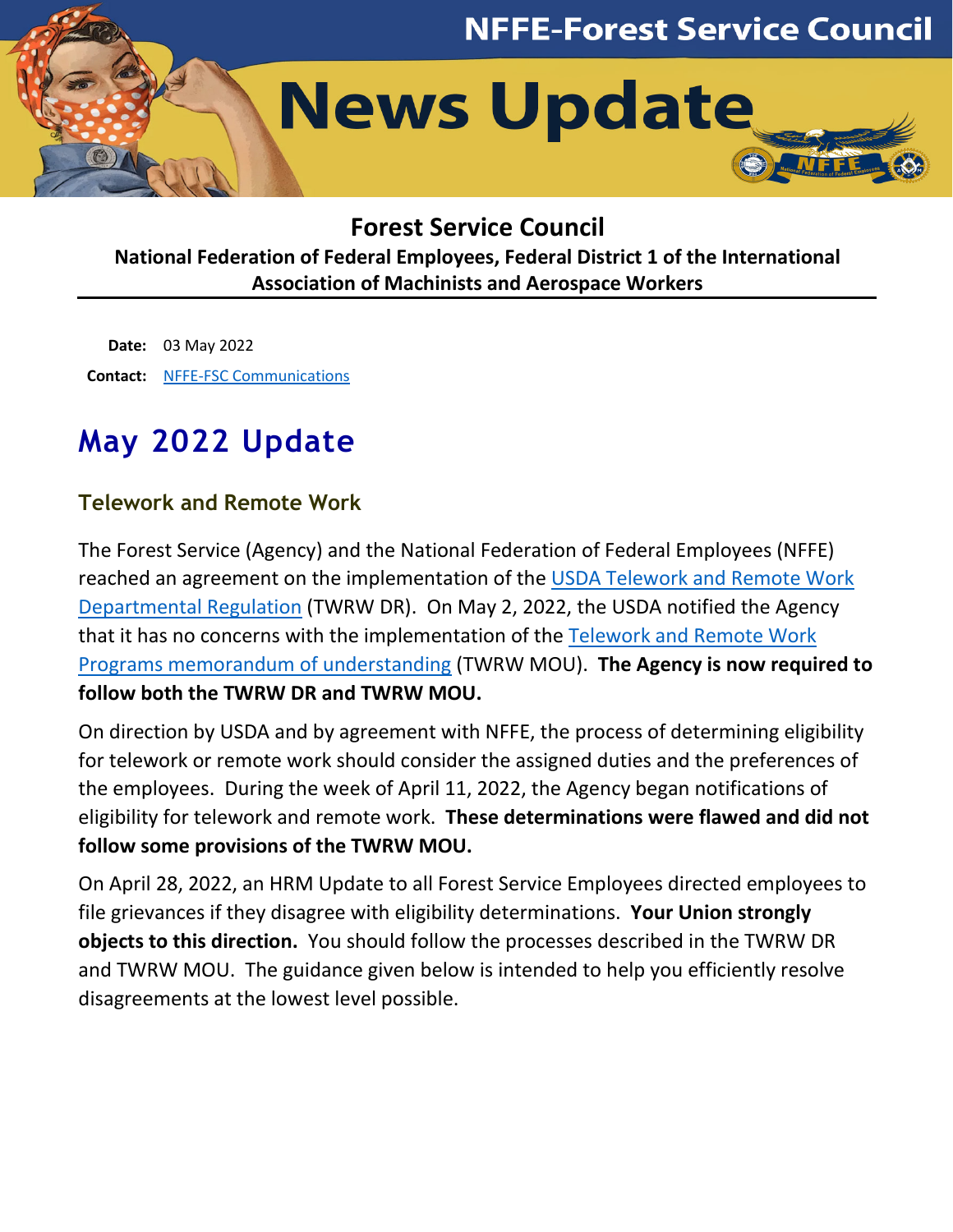# NFFE-Forest Service Council

# News Update

## Forest Service Council

**National Federation of Federal Employees, Federal District 1 of the International Association of Machinists and Aerospace Workers**

**Date:** 03 May 2022

**Contact:** NFFE-FSC Communications

# May 2022 Update

## Telework and Remote Work

The Forest Service (Agency) and the National Federation of Federal Employees (NFFE) reached an agreement on the implementation of the USDA Telework and Remote Work Departmental Regulation (TWRW DR). On May 2, 2022, the USDA notified the Agency that it has no concerns with the implementation of the Telework and Remote Work Programs memorandum of understanding (TWRW MOU). **The Agency is now required to follow both the TWRW DR and TWRW MOU.**

On direction by USDA and by agreement with NFFE, the process of determining eligibility for telework or remote work should consider the assigned duties and the preferences of the employees. During the week of April 11, 2022, the Agency began notifications of eligibility for telework and remote work. **These determinations were flawed and did not follow some provisions of the TWRW MOU.**

On April 28, 2022, an HRM Update to all Forest Service Employees directed employees to file grievances if they disagree with eligibility determinations. **Your Union strongly objects to this direction.** You should follow the processes described in the TWRW DR and TWRW MOU. The guidance given below is intended to help you efficiently resolve disagreements at the lowest level possible.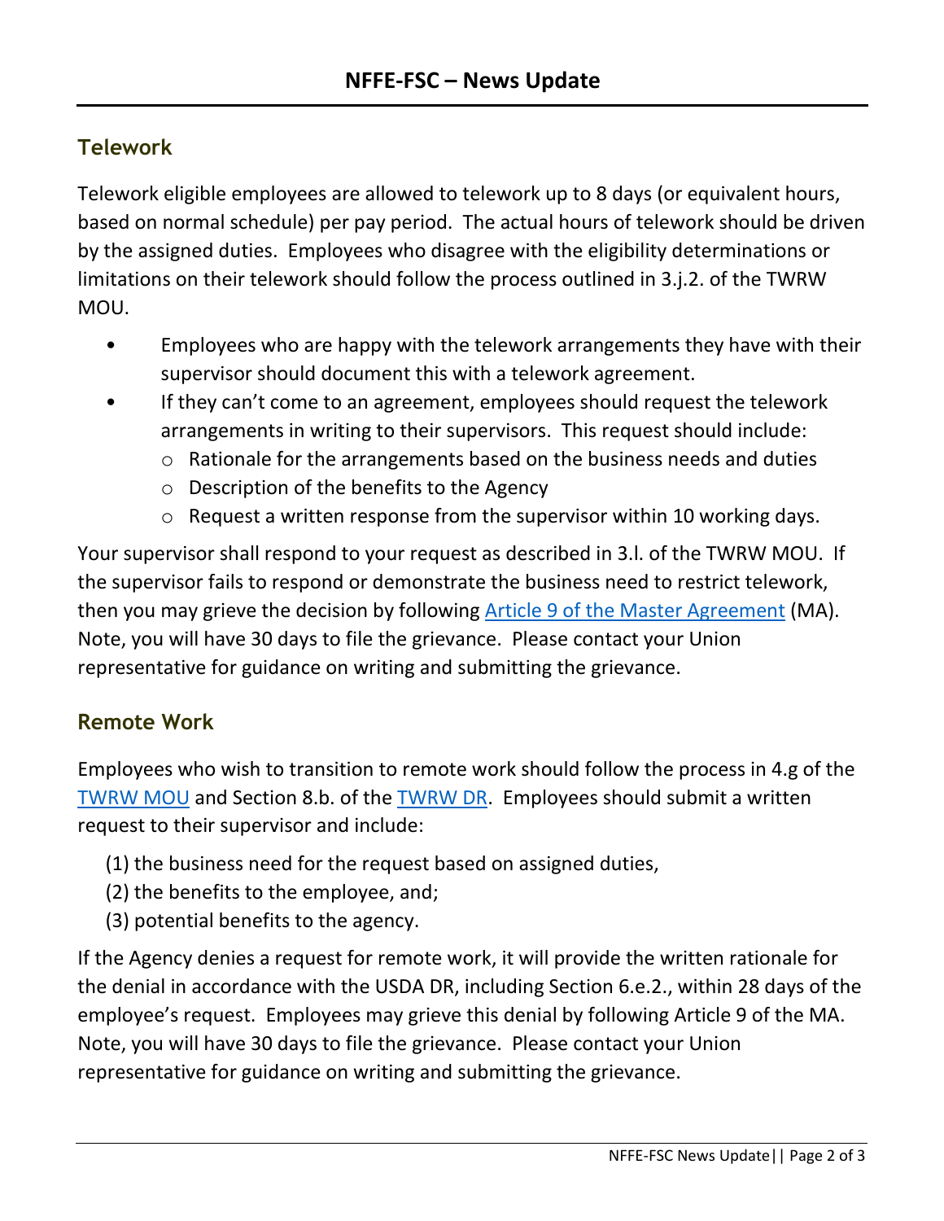## Telework

Telework eligible employees are allowed to telework up to 8 days (or equivalent hours, based on normal schedule) per pay period. The actual hours of telework should be driven by the assigned duties. Employees who disagree with the eligibility determinations or limitations on their telework should follow the process outlined in 3.j.2. of the TWRW MOU.

- Employees who are happy with the telework arrangements they have with their supervisor should document this with a telework agreement.
- If they can't come to an agreement, employees should request the telework arrangements in writing to their supervisors. This request should include:
  - Rationale for the arrangements based on the business needs and duties
  - Description of the benefits to the Agency
  - Request a written response from the supervisor within 10 working days.

Your supervisor shall respond to your request as described in 3.l. of the TWRW MOU. If the supervisor fails to respond or demonstrate the business need to restrict telework, then you may grieve the decision by following Article 9 of the Master Agreement (MA). Note, you will have 30 days to file the grievance. Please contact your Union representative for guidance on writing and submitting the grievance.

## Remote Work

Employees who wish to transition to remote work should follow the process in 4.g of the TWRW MOU and Section 8.b. of the TWRW DR. Employees should submit a written request to their supervisor and include:

(1) the business need for the request based on assigned duties,
(2) the benefits to the employee, and;
(3) potential benefits to the agency.

If the Agency denies a request for remote work, it will provide the written rationale for the denial in accordance with the USDA DR, including Section 6.e.2., within 28 days of the employee's request. Employees may grieve this denial by following Article 9 of the MA. Note, you will have 30 days to file the grievance. Please contact your Union representative for guidance on writing and submitting the grievance.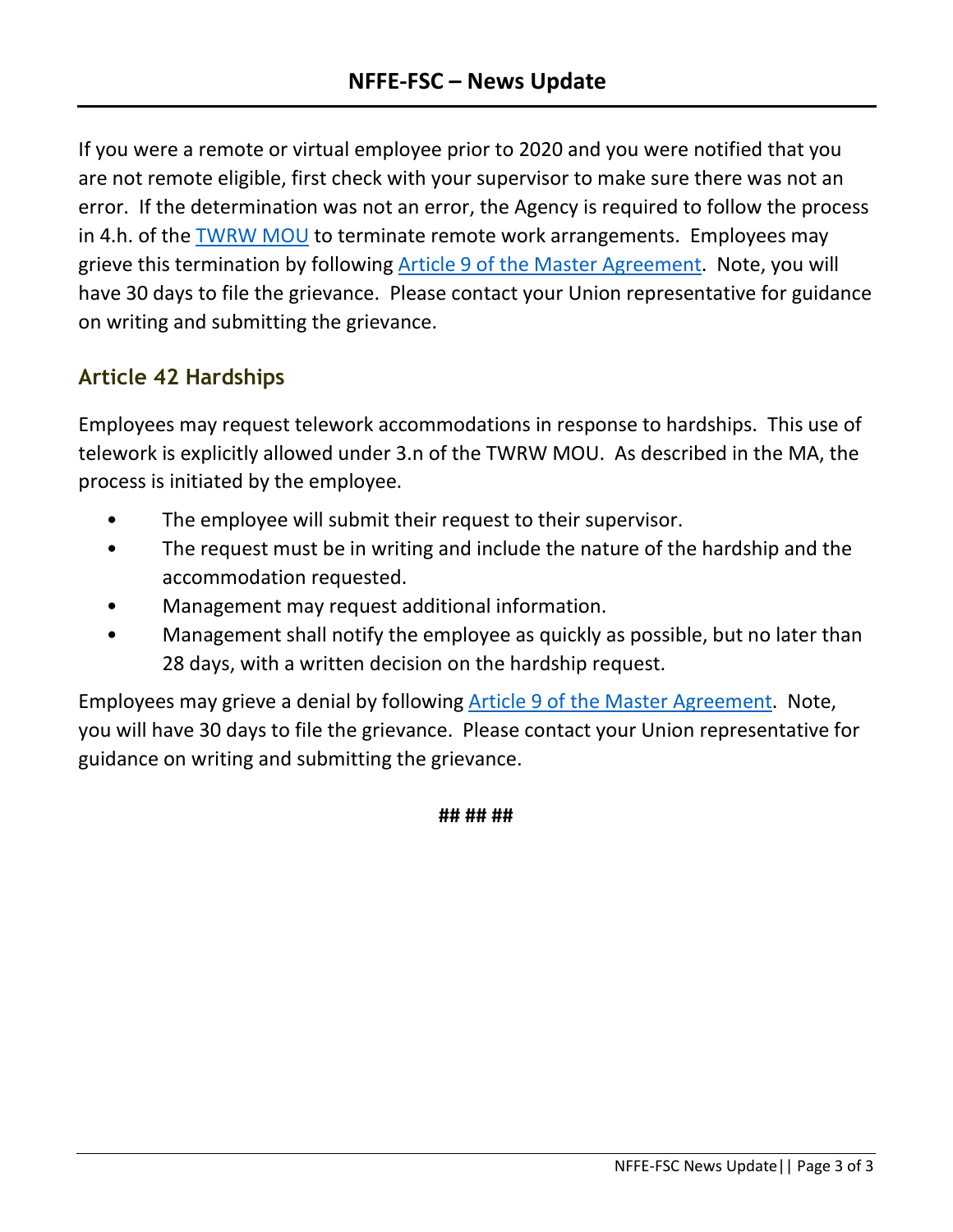If you were a remote or virtual employee prior to 2020 and you were notified that you are not remote eligible, first check with your supervisor to make sure there was not an error. If the determination was not an error, the Agency is required to follow the process in 4.h. of the TWRW MOU to terminate remote work arrangements. Employees may grieve this termination by following Article 9 of the Master Agreement. Note, you will have 30 days to file the grievance. Please contact your Union representative for guidance on writing and submitting the grievance.

## Article 42 Hardships

Employees may request telework accommodations in response to hardships. This use of telework is explicitly allowed under 3.n of the TWRW MOU. As described in the MA, the process is initiated by the employee.

- The employee will submit their request to their supervisor.
- The request must be in writing and include the nature of the hardship and the accommodation requested.
- Management may request additional information.
- Management shall notify the employee as quickly as possible, but no later than 28 days, with a written decision on the hardship request.

Employees may grieve a denial by following Article 9 of the Master Agreement. Note, you will have 30 days to file the grievance. Please contact your Union representative for guidance on writing and submitting the grievance.

**## ## ##**